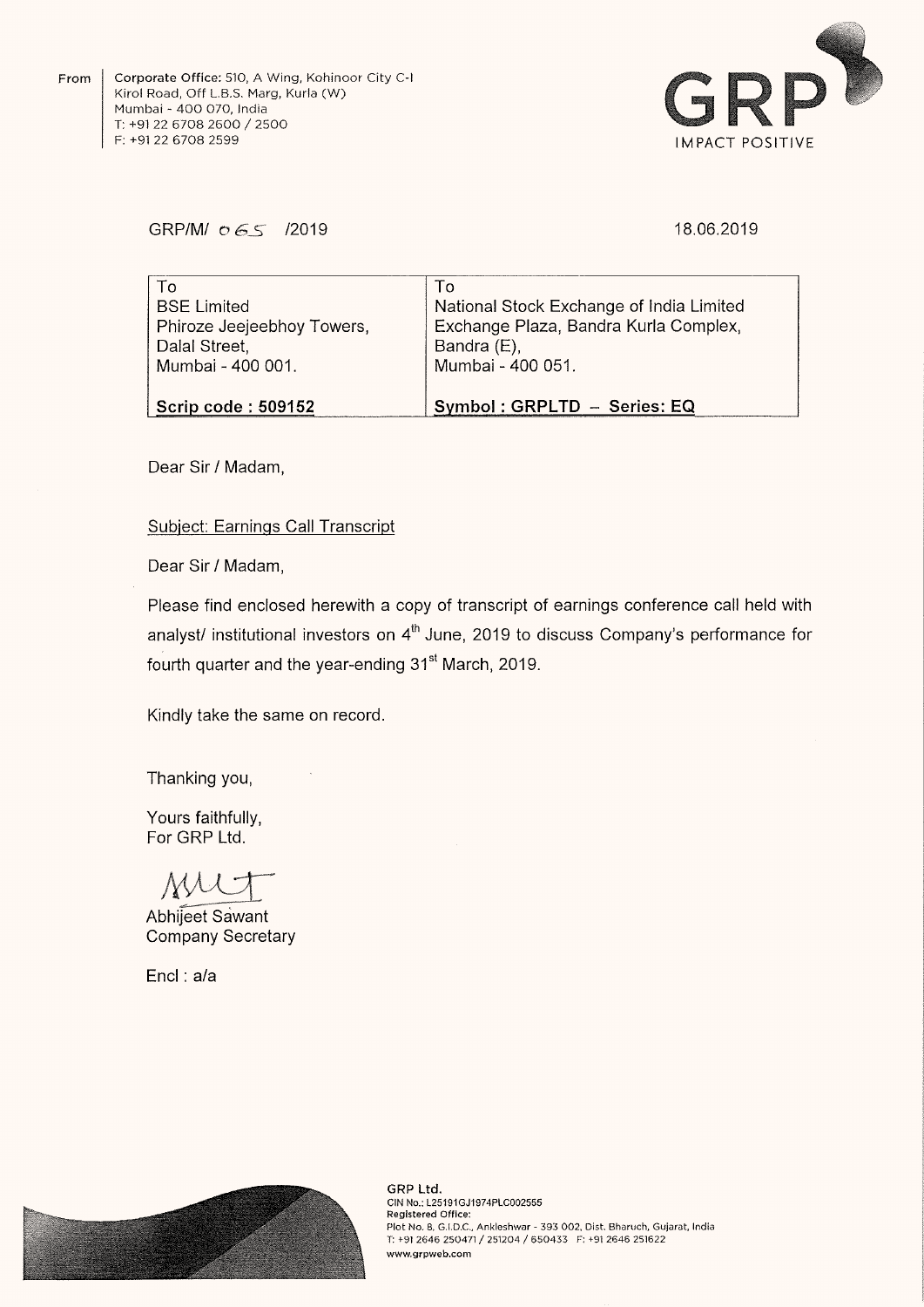From | Corporate Office: 510, A Wing, Kohinoor City C-I
Kirol Road, Off L.B.S. Marg, Kurla (W)
Mumbai - 400 070, India
T: +91 22 6708 2600 / 2500
F: +91 22 6708 2599

GRP
IMPACT POSITIVE

GRP/M/ 065 /2019

18.06.2019

| To | To |
|---|---|
| BSE Limited<br>Phiroze Jeejeebhoy Towers,<br>Dalal Street,<br>Mumbai - 400 001. | National Stock Exchange of India Limited<br>Exchange Plaza, Bandra Kurla Complex,<br>Bandra (E),<br>Mumbai - 400 051. |
| **Scrip code : 509152** | **Symbol : GRPLTD – Series: EQ** |

Dear Sir / Madam,

Subject: Earnings Call Transcript

Dear Sir / Madam,

Please find enclosed herewith a copy of transcript of earnings conference call held with analyst/ institutional investors on 4th June, 2019 to discuss Company's performance for fourth quarter and the year-ending 31st March, 2019.

Kindly take the same on record.

Thanking you,

Yours faithfully,
For GRP Ltd.

Abhijeet Sawant
Company Secretary

Encl : a/a

GRP Ltd.
CIN No.: L25191GJ1974PLC002555
Registered Office:
Plot No. 8, G.I.D.C., Ankleshwar - 393 002, Dist. Bharuch, Gujarat, India
T: +91 2646 250471 / 251204 / 650433 F: +91 2646 251622
www.grpweb.com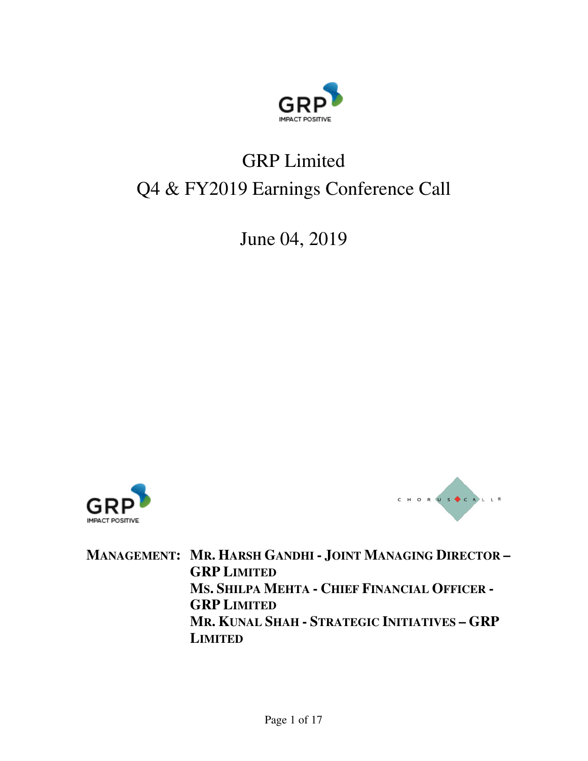# GRP Limited

# Q4 & FY2019 Earnings Conference Call

## June 04, 2019

**MANAGEMENT: MR. HARSH GANDHI - JOINT MANAGING DIRECTOR – GRP LIMITED**

**MS. SHILPA MEHTA - CHIEF FINANCIAL OFFICER - GRP LIMITED**

**MR. KUNAL SHAH - STRATEGIC INITIATIVES – GRP LIMITED**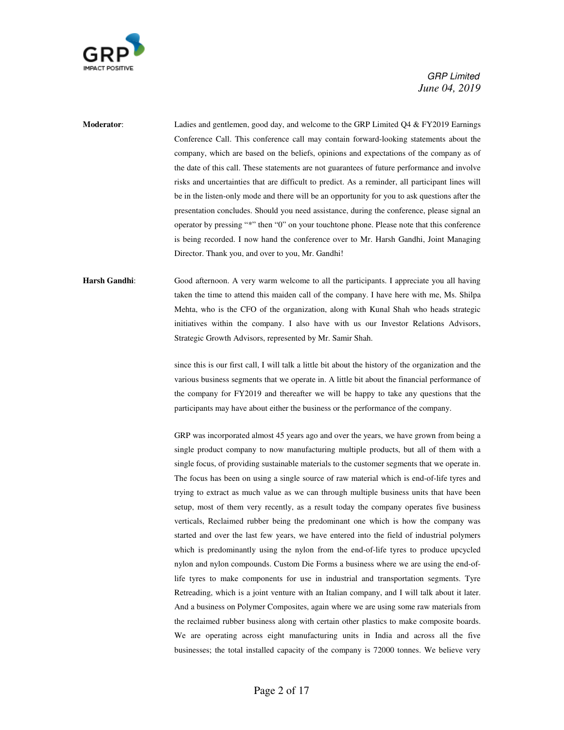**Moderator**: Ladies and gentlemen, good day, and welcome to the GRP Limited Q4 & FY2019 Earnings Conference Call. This conference call may contain forward-looking statements about the company, which are based on the beliefs, opinions and expectations of the company as of the date of this call. These statements are not guarantees of future performance and involve risks and uncertainties that are difficult to predict. As a reminder, all participant lines will be in the listen-only mode and there will be an opportunity for you to ask questions after the presentation concludes. Should you need assistance, during the conference, please signal an operator by pressing "*" then "0" on your touchtone phone. Please note that this conference is being recorded. I now hand the conference over to Mr. Harsh Gandhi, Joint Managing Director. Thank you, and over to you, Mr. Gandhi!

**Harsh Gandhi**: Good afternoon. A very warm welcome to all the participants. I appreciate you all having taken the time to attend this maiden call of the company. I have here with me, Ms. Shilpa Mehta, who is the CFO of the organization, along with Kunal Shah who heads strategic initiatives within the company. I also have with us our Investor Relations Advisors, Strategic Growth Advisors, represented by Mr. Samir Shah.

since this is our first call, I will talk a little bit about the history of the organization and the various business segments that we operate in. A little bit about the financial performance of the company for FY2019 and thereafter we will be happy to take any questions that the participants may have about either the business or the performance of the company.

GRP was incorporated almost 45 years ago and over the years, we have grown from being a single product company to now manufacturing multiple products, but all of them with a single focus, of providing sustainable materials to the customer segments that we operate in. The focus has been on using a single source of raw material which is end-of-life tyres and trying to extract as much value as we can through multiple business units that have been setup, most of them very recently, as a result today the company operates five business verticals, Reclaimed rubber being the predominant one which is how the company was started and over the last few years, we have entered into the field of industrial polymers which is predominantly using the nylon from the end-of-life tyres to produce upcycled nylon and nylon compounds. Custom Die Forms a business where we are using the end-of-life tyres to make components for use in industrial and transportation segments. Tyre Retreading, which is a joint venture with an Italian company, and I will talk about it later. And a business on Polymer Composites, again where we are using some raw materials from the reclaimed rubber business along with certain other plastics to make composite boards. We are operating across eight manufacturing units in India and across all the five businesses; the total installed capacity of the company is 72000 tonnes. We believe very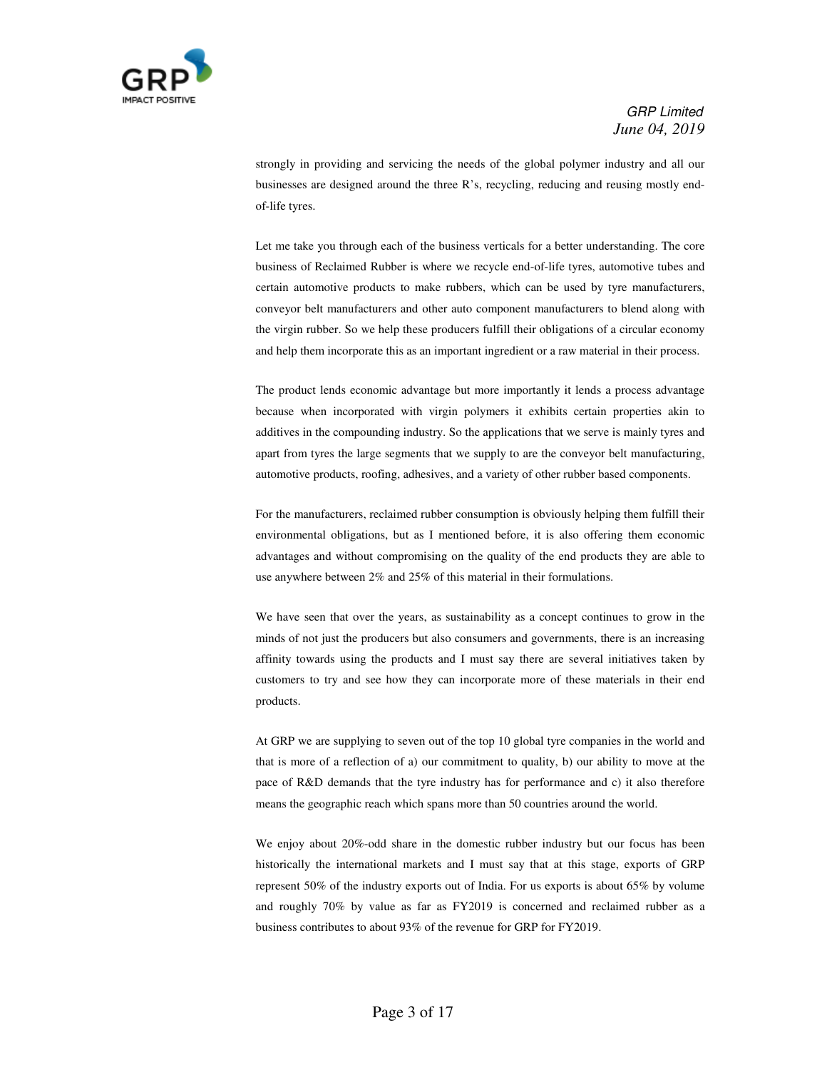strongly in providing and servicing the needs of the global polymer industry and all our businesses are designed around the three R's, recycling, reducing and reusing mostly end-of-life tyres.

Let me take you through each of the business verticals for a better understanding. The core business of Reclaimed Rubber is where we recycle end-of-life tyres, automotive tubes and certain automotive products to make rubbers, which can be used by tyre manufacturers, conveyor belt manufacturers and other auto component manufacturers to blend along with the virgin rubber. So we help these producers fulfill their obligations of a circular economy and help them incorporate this as an important ingredient or a raw material in their process.

The product lends economic advantage but more importantly it lends a process advantage because when incorporated with virgin polymers it exhibits certain properties akin to additives in the compounding industry. So the applications that we serve is mainly tyres and apart from tyres the large segments that we supply to are the conveyor belt manufacturing, automotive products, roofing, adhesives, and a variety of other rubber based components.

For the manufacturers, reclaimed rubber consumption is obviously helping them fulfill their environmental obligations, but as I mentioned before, it is also offering them economic advantages and without compromising on the quality of the end products they are able to use anywhere between 2% and 25% of this material in their formulations.

We have seen that over the years, as sustainability as a concept continues to grow in the minds of not just the producers but also consumers and governments, there is an increasing affinity towards using the products and I must say there are several initiatives taken by customers to try and see how they can incorporate more of these materials in their end products.

At GRP we are supplying to seven out of the top 10 global tyre companies in the world and that is more of a reflection of a) our commitment to quality, b) our ability to move at the pace of R&D demands that the tyre industry has for performance and c) it also therefore means the geographic reach which spans more than 50 countries around the world.

We enjoy about 20%-odd share in the domestic rubber industry but our focus has been historically the international markets and I must say that at this stage, exports of GRP represent 50% of the industry exports out of India. For us exports is about 65% by volume and roughly 70% by value as far as FY2019 is concerned and reclaimed rubber as a business contributes to about 93% of the revenue for GRP for FY2019.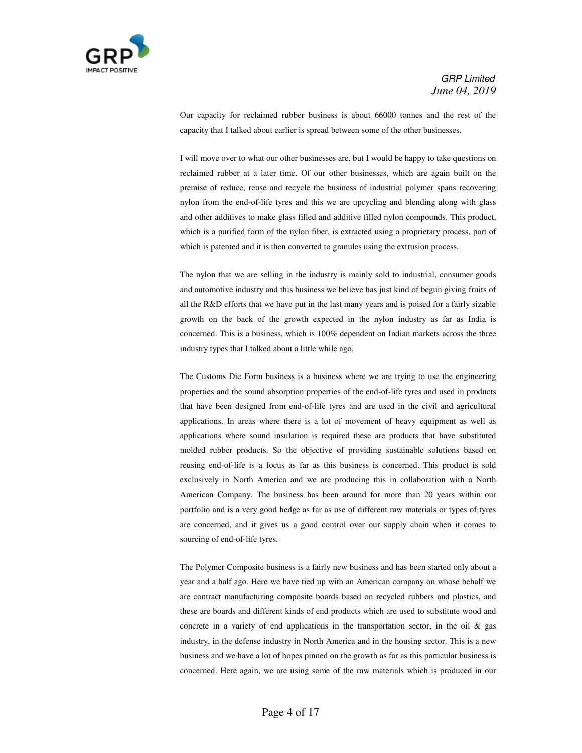Our capacity for reclaimed rubber business is about 66000 tonnes and the rest of the capacity that I talked about earlier is spread between some of the other businesses.

I will move over to what our other businesses are, but I would be happy to take questions on reclaimed rubber at a later time. Of our other businesses, which are again built on the premise of reduce, reuse and recycle the business of industrial polymer spans recovering nylon from the end-of-life tyres and this we are upcycling and blending along with glass and other additives to make glass filled and additive filled nylon compounds. This product, which is a purified form of the nylon fiber, is extracted using a proprietary process, part of which is patented and it is then converted to granules using the extrusion process.

The nylon that we are selling in the industry is mainly sold to industrial, consumer goods and automotive industry and this business we believe has just kind of begun giving fruits of all the R&D efforts that we have put in the last many years and is poised for a fairly sizable growth on the back of the growth expected in the nylon industry as far as India is concerned. This is a business, which is 100% dependent on Indian markets across the three industry types that I talked about a little while ago.

The Customs Die Form business is a business where we are trying to use the engineering properties and the sound absorption properties of the end-of-life tyres and used in products that have been designed from end-of-life tyres and are used in the civil and agricultural applications. In areas where there is a lot of movement of heavy equipment as well as applications where sound insulation is required these are products that have substituted molded rubber products. So the objective of providing sustainable solutions based on reusing end-of-life is a focus as far as this business is concerned. This product is sold exclusively in North America and we are producing this in collaboration with a North American Company. The business has been around for more than 20 years within our portfolio and is a very good hedge as far as use of different raw materials or types of tyres are concerned, and it gives us a good control over our supply chain when it comes to sourcing of end-of-life tyres.

The Polymer Composite business is a fairly new business and has been started only about a year and a half ago. Here we have tied up with an American company on whose behalf we are contract manufacturing composite boards based on recycled rubbers and plastics, and these are boards and different kinds of end products which are used to substitute wood and concrete in a variety of end applications in the transportation sector, in the oil & gas industry, in the defense industry in North America and in the housing sector. This is a new business and we have a lot of hopes pinned on the growth as far as this particular business is concerned. Here again, we are using some of the raw materials which is produced in our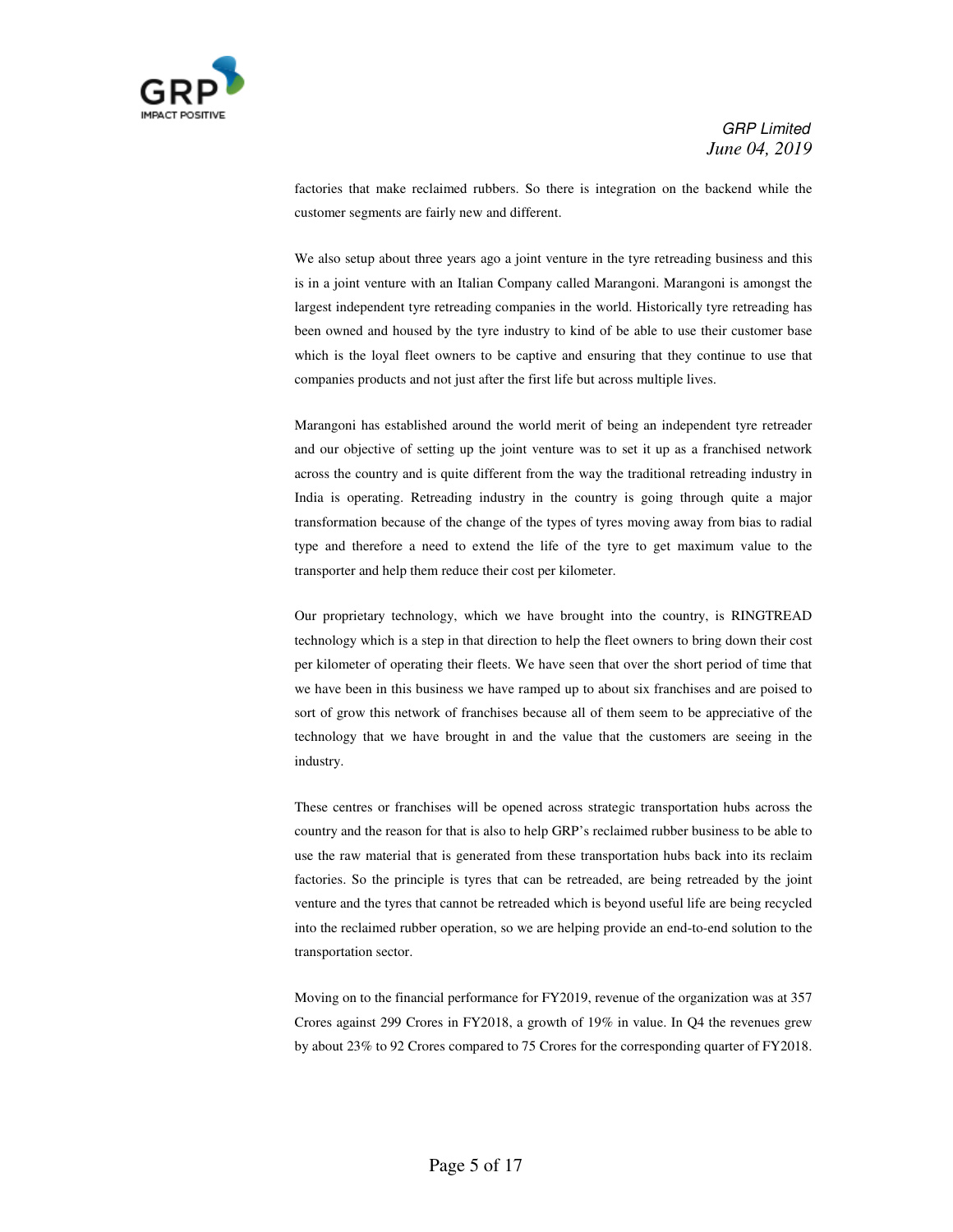factories that make reclaimed rubbers. So there is integration on the backend while the customer segments are fairly new and different.

We also setup about three years ago a joint venture in the tyre retreading business and this is in a joint venture with an Italian Company called Marangoni. Marangoni is amongst the largest independent tyre retreading companies in the world. Historically tyre retreading has been owned and housed by the tyre industry to kind of be able to use their customer base which is the loyal fleet owners to be captive and ensuring that they continue to use that companies products and not just after the first life but across multiple lives.

Marangoni has established around the world merit of being an independent tyre retreader and our objective of setting up the joint venture was to set it up as a franchised network across the country and is quite different from the way the traditional retreading industry in India is operating. Retreading industry in the country is going through quite a major transformation because of the change of the types of tyres moving away from bias to radial type and therefore a need to extend the life of the tyre to get maximum value to the transporter and help them reduce their cost per kilometer.

Our proprietary technology, which we have brought into the country, is RINGTREAD technology which is a step in that direction to help the fleet owners to bring down their cost per kilometer of operating their fleets. We have seen that over the short period of time that we have been in this business we have ramped up to about six franchises and are poised to sort of grow this network of franchises because all of them seem to be appreciative of the technology that we have brought in and the value that the customers are seeing in the industry.

These centres or franchises will be opened across strategic transportation hubs across the country and the reason for that is also to help GRP's reclaimed rubber business to be able to use the raw material that is generated from these transportation hubs back into its reclaim factories. So the principle is tyres that can be retreaded, are being retreaded by the joint venture and the tyres that cannot be retreaded which is beyond useful life are being recycled into the reclaimed rubber operation, so we are helping provide an end-to-end solution to the transportation sector.

Moving on to the financial performance for FY2019, revenue of the organization was at 357 Crores against 299 Crores in FY2018, a growth of 19% in value. In Q4 the revenues grew by about 23% to 92 Crores compared to 75 Crores for the corresponding quarter of FY2018.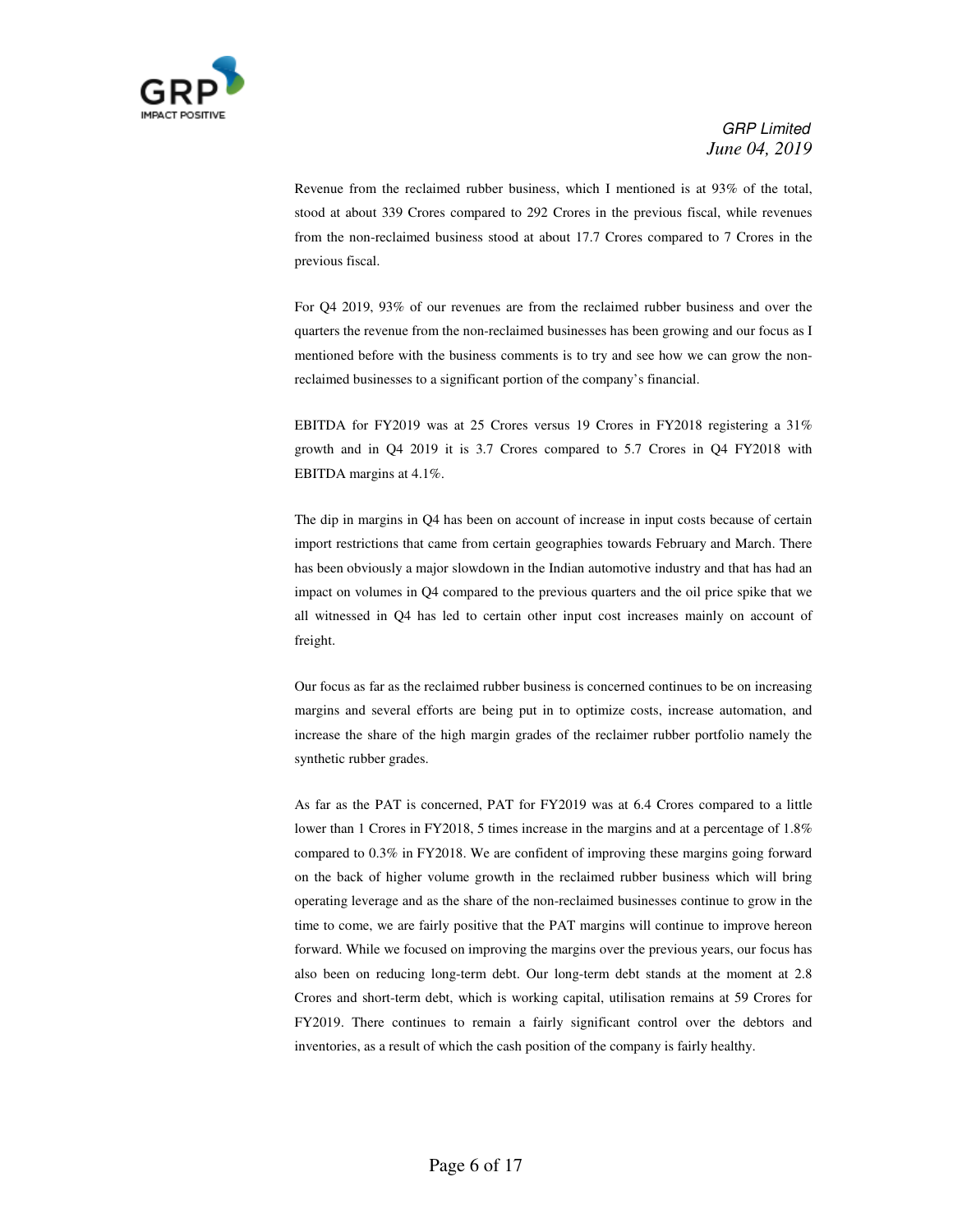Revenue from the reclaimed rubber business, which I mentioned is at 93% of the total, stood at about 339 Crores compared to 292 Crores in the previous fiscal, while revenues from the non-reclaimed business stood at about 17.7 Crores compared to 7 Crores in the previous fiscal.

For Q4 2019, 93% of our revenues are from the reclaimed rubber business and over the quarters the revenue from the non-reclaimed businesses has been growing and our focus as I mentioned before with the business comments is to try and see how we can grow the non-reclaimed businesses to a significant portion of the company's financial.

EBITDA for FY2019 was at 25 Crores versus 19 Crores in FY2018 registering a 31% growth and in Q4 2019 it is 3.7 Crores compared to 5.7 Crores in Q4 FY2018 with EBITDA margins at 4.1%.

The dip in margins in Q4 has been on account of increase in input costs because of certain import restrictions that came from certain geographies towards February and March. There has been obviously a major slowdown in the Indian automotive industry and that has had an impact on volumes in Q4 compared to the previous quarters and the oil price spike that we all witnessed in Q4 has led to certain other input cost increases mainly on account of freight.

Our focus as far as the reclaimed rubber business is concerned continues to be on increasing margins and several efforts are being put in to optimize costs, increase automation, and increase the share of the high margin grades of the reclaimer rubber portfolio namely the synthetic rubber grades.

As far as the PAT is concerned, PAT for FY2019 was at 6.4 Crores compared to a little lower than 1 Crores in FY2018, 5 times increase in the margins and at a percentage of 1.8% compared to 0.3% in FY2018. We are confident of improving these margins going forward on the back of higher volume growth in the reclaimed rubber business which will bring operating leverage and as the share of the non-reclaimed businesses continue to grow in the time to come, we are fairly positive that the PAT margins will continue to improve hereon forward. While we focused on improving the margins over the previous years, our focus has also been on reducing long-term debt. Our long-term debt stands at the moment at 2.8 Crores and short-term debt, which is working capital, utilisation remains at 59 Crores for FY2019. There continues to remain a fairly significant control over the debtors and inventories, as a result of which the cash position of the company is fairly healthy.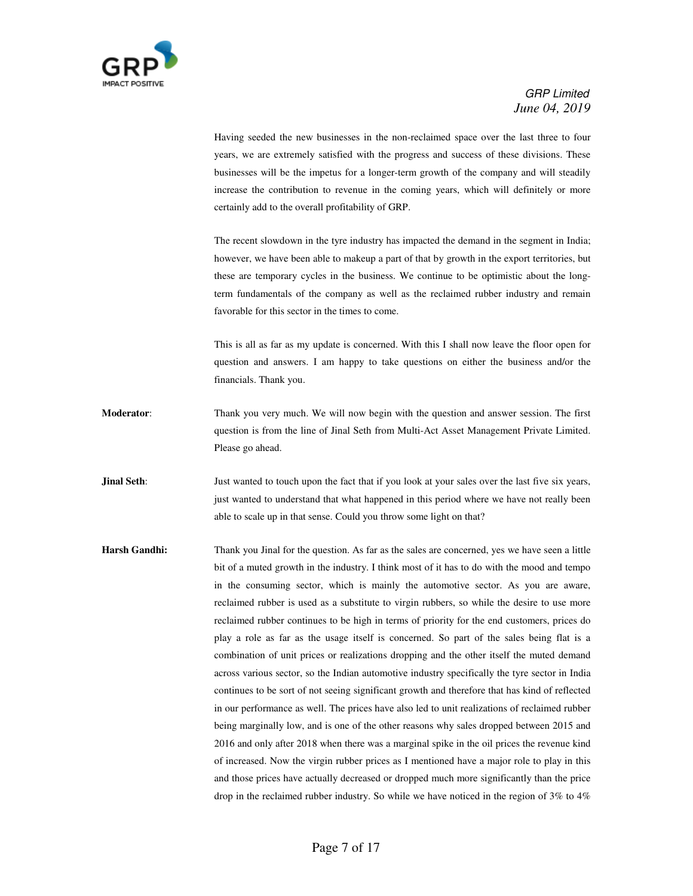Having seeded the new businesses in the non-reclaimed space over the last three to four years, we are extremely satisfied with the progress and success of these divisions. These businesses will be the impetus for a longer-term growth of the company and will steadily increase the contribution to revenue in the coming years, which will definitely or more certainly add to the overall profitability of GRP.

The recent slowdown in the tyre industry has impacted the demand in the segment in India; however, we have been able to makeup a part of that by growth in the export territories, but these are temporary cycles in the business. We continue to be optimistic about the long-term fundamentals of the company as well as the reclaimed rubber industry and remain favorable for this sector in the times to come.

This is all as far as my update is concerned. With this I shall now leave the floor open for question and answers. I am happy to take questions on either the business and/or the financials. Thank you.

**Moderator**: Thank you very much. We will now begin with the question and answer session. The first question is from the line of Jinal Seth from Multi-Act Asset Management Private Limited. Please go ahead.

**Jinal Seth**: Just wanted to touch upon the fact that if you look at your sales over the last five six years, just wanted to understand that what happened in this period where we have not really been able to scale up in that sense. Could you throw some light on that?

**Harsh Gandhi:** Thank you Jinal for the question. As far as the sales are concerned, yes we have seen a little bit of a muted growth in the industry. I think most of it has to do with the mood and tempo in the consuming sector, which is mainly the automotive sector. As you are aware, reclaimed rubber is used as a substitute to virgin rubbers, so while the desire to use more reclaimed rubber continues to be high in terms of priority for the end customers, prices do play a role as far as the usage itself is concerned. So part of the sales being flat is a combination of unit prices or realizations dropping and the other itself the muted demand across various sector, so the Indian automotive industry specifically the tyre sector in India continues to be sort of not seeing significant growth and therefore that has kind of reflected in our performance as well. The prices have also led to unit realizations of reclaimed rubber being marginally low, and is one of the other reasons why sales dropped between 2015 and 2016 and only after 2018 when there was a marginal spike in the oil prices the revenue kind of increased. Now the virgin rubber prices as I mentioned have a major role to play in this and those prices have actually decreased or dropped much more significantly than the price drop in the reclaimed rubber industry. So while we have noticed in the region of 3% to 4%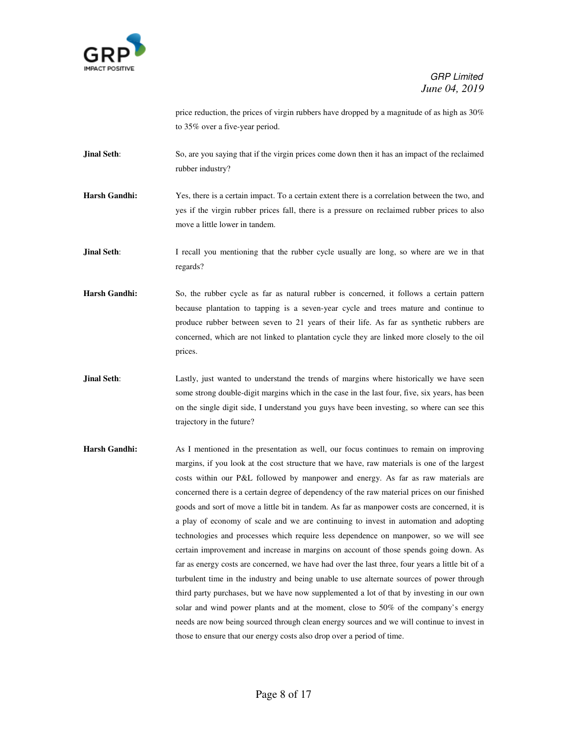price reduction, the prices of virgin rubbers have dropped by a magnitude of as high as 30% to 35% over a five-year period.

**Jinal Seth**: So, are you saying that if the virgin prices come down then it has an impact of the reclaimed rubber industry?

**Harsh Gandhi:** Yes, there is a certain impact. To a certain extent there is a correlation between the two, and yes if the virgin rubber prices fall, there is a pressure on reclaimed rubber prices to also move a little lower in tandem.

**Jinal Seth**: I recall you mentioning that the rubber cycle usually are long, so where are we in that regards?

**Harsh Gandhi:** So, the rubber cycle as far as natural rubber is concerned, it follows a certain pattern because plantation to tapping is a seven-year cycle and trees mature and continue to produce rubber between seven to 21 years of their life. As far as synthetic rubbers are concerned, which are not linked to plantation cycle they are linked more closely to the oil prices.

**Jinal Seth**: Lastly, just wanted to understand the trends of margins where historically we have seen some strong double-digit margins which in the case in the last four, five, six years, has been on the single digit side, I understand you guys have been investing, so where can see this trajectory in the future?

**Harsh Gandhi:** As I mentioned in the presentation as well, our focus continues to remain on improving margins, if you look at the cost structure that we have, raw materials is one of the largest costs within our P&L followed by manpower and energy. As far as raw materials are concerned there is a certain degree of dependency of the raw material prices on our finished goods and sort of move a little bit in tandem. As far as manpower costs are concerned, it is a play of economy of scale and we are continuing to invest in automation and adopting technologies and processes which require less dependence on manpower, so we will see certain improvement and increase in margins on account of those spends going down. As far as energy costs are concerned, we have had over the last three, four years a little bit of a turbulent time in the industry and being unable to use alternate sources of power through third party purchases, but we have now supplemented a lot of that by investing in our own solar and wind power plants and at the moment, close to 50% of the company's energy needs are now being sourced through clean energy sources and we will continue to invest in those to ensure that our energy costs also drop over a period of time.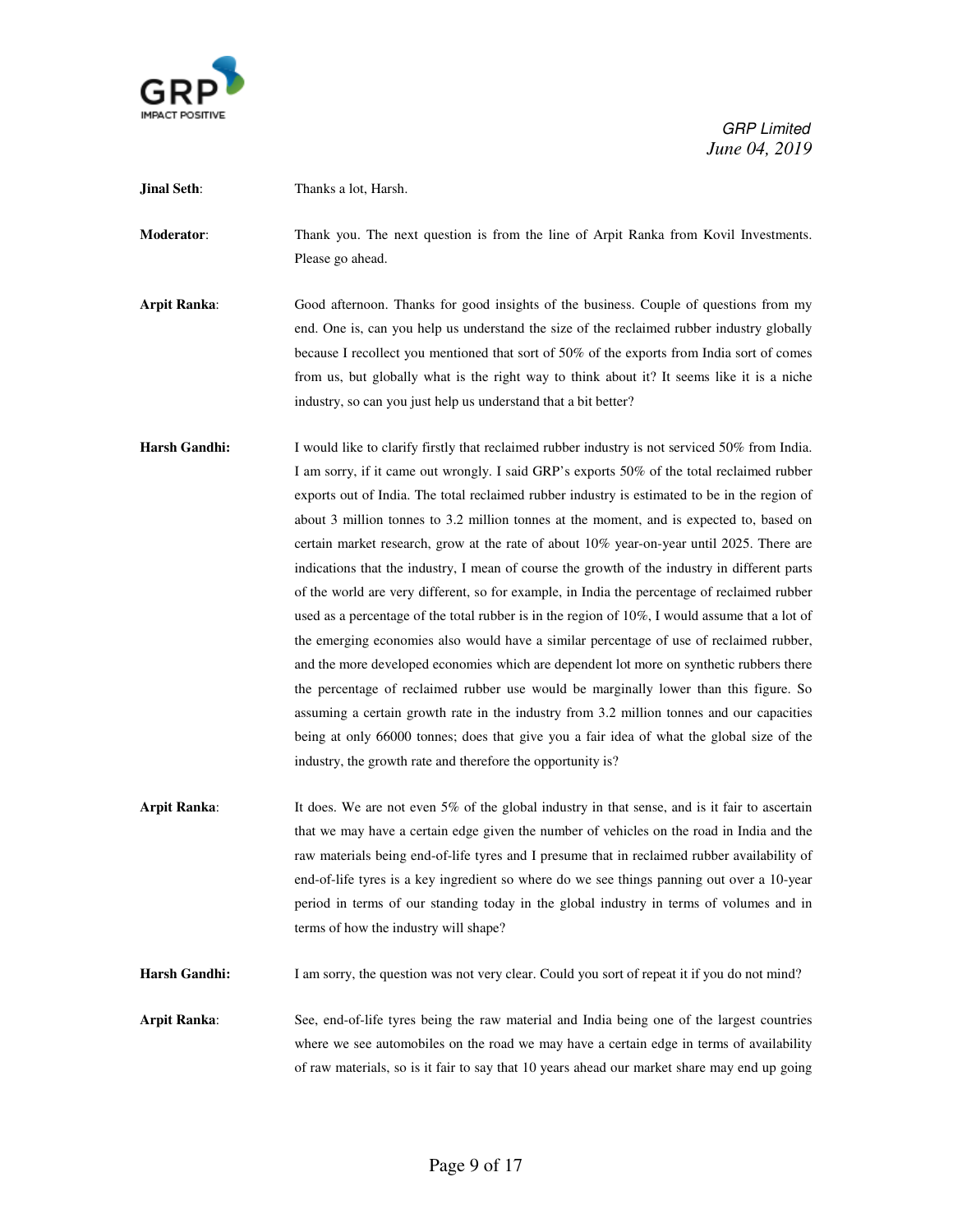**Jinal Seth**: Thanks a lot, Harsh.

**Moderator**: Thank you. The next question is from the line of Arpit Ranka from Kovil Investments. Please go ahead.

**Arpit Ranka**: Good afternoon. Thanks for good insights of the business. Couple of questions from my end. One is, can you help us understand the size of the reclaimed rubber industry globally because I recollect you mentioned that sort of 50% of the exports from India sort of comes from us, but globally what is the right way to think about it? It seems like it is a niche industry, so can you just help us understand that a bit better?

**Harsh Gandhi:** I would like to clarify firstly that reclaimed rubber industry is not serviced 50% from India. I am sorry, if it came out wrongly. I said GRP's exports 50% of the total reclaimed rubber exports out of India. The total reclaimed rubber industry is estimated to be in the region of about 3 million tonnes to 3.2 million tonnes at the moment, and is expected to, based on certain market research, grow at the rate of about 10% year-on-year until 2025. There are indications that the industry, I mean of course the growth of the industry in different parts of the world are very different, so for example, in India the percentage of reclaimed rubber used as a percentage of the total rubber is in the region of 10%, I would assume that a lot of the emerging economies also would have a similar percentage of use of reclaimed rubber, and the more developed economies which are dependent lot more on synthetic rubbers there the percentage of reclaimed rubber use would be marginally lower than this figure. So assuming a certain growth rate in the industry from 3.2 million tonnes and our capacities being at only 66000 tonnes; does that give you a fair idea of what the global size of the industry, the growth rate and therefore the opportunity is?

**Arpit Ranka**: It does. We are not even 5% of the global industry in that sense, and is it fair to ascertain that we may have a certain edge given the number of vehicles on the road in India and the raw materials being end-of-life tyres and I presume that in reclaimed rubber availability of end-of-life tyres is a key ingredient so where do we see things panning out over a 10-year period in terms of our standing today in the global industry in terms of volumes and in terms of how the industry will shape?

**Harsh Gandhi:** I am sorry, the question was not very clear. Could you sort of repeat it if you do not mind?

**Arpit Ranka**: See, end-of-life tyres being the raw material and India being one of the largest countries where we see automobiles on the road we may have a certain edge in terms of availability of raw materials, so is it fair to say that 10 years ahead our market share may end up going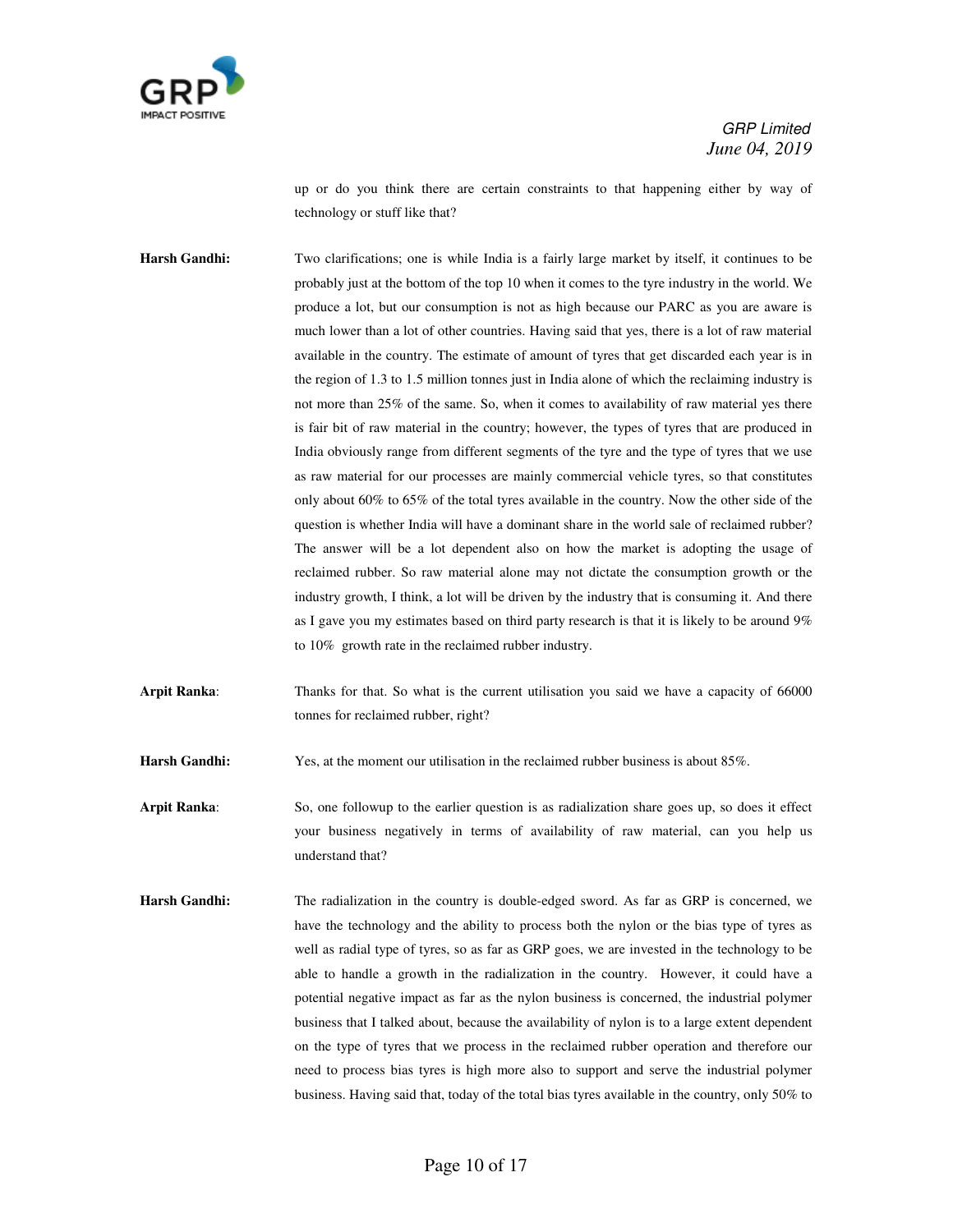up or do you think there are certain constraints to that happening either by way of technology or stuff like that?

**Harsh Gandhi:** Two clarifications; one is while India is a fairly large market by itself, it continues to be probably just at the bottom of the top 10 when it comes to the tyre industry in the world. We produce a lot, but our consumption is not as high because our PARC as you are aware is much lower than a lot of other countries. Having said that yes, there is a lot of raw material available in the country. The estimate of amount of tyres that get discarded each year is in the region of 1.3 to 1.5 million tonnes just in India alone of which the reclaiming industry is not more than 25% of the same. So, when it comes to availability of raw material yes there is fair bit of raw material in the country; however, the types of tyres that are produced in India obviously range from different segments of the tyre and the type of tyres that we use as raw material for our processes are mainly commercial vehicle tyres, so that constitutes only about 60% to 65% of the total tyres available in the country. Now the other side of the question is whether India will have a dominant share in the world sale of reclaimed rubber? The answer will be a lot dependent also on how the market is adopting the usage of reclaimed rubber. So raw material alone may not dictate the consumption growth or the industry growth, I think, a lot will be driven by the industry that is consuming it. And there as I gave you my estimates based on third party research is that it is likely to be around 9% to 10% growth rate in the reclaimed rubber industry.

**Arpit Ranka**: Thanks for that. So what is the current utilisation you said we have a capacity of 66000 tonnes for reclaimed rubber, right?

**Harsh Gandhi:** Yes, at the moment our utilisation in the reclaimed rubber business is about 85%.

**Arpit Ranka**: So, one followup to the earlier question is as radialization share goes up, so does it effect your business negatively in terms of availability of raw material, can you help us understand that?

**Harsh Gandhi:** The radialization in the country is double-edged sword. As far as GRP is concerned, we have the technology and the ability to process both the nylon or the bias type of tyres as well as radial type of tyres, so as far as GRP goes, we are invested in the technology to be able to handle a growth in the radialization in the country. However, it could have a potential negative impact as far as the nylon business is concerned, the industrial polymer business that I talked about, because the availability of nylon is to a large extent dependent on the type of tyres that we process in the reclaimed rubber operation and therefore our need to process bias tyres is high more also to support and serve the industrial polymer business. Having said that, today of the total bias tyres available in the country, only 50% to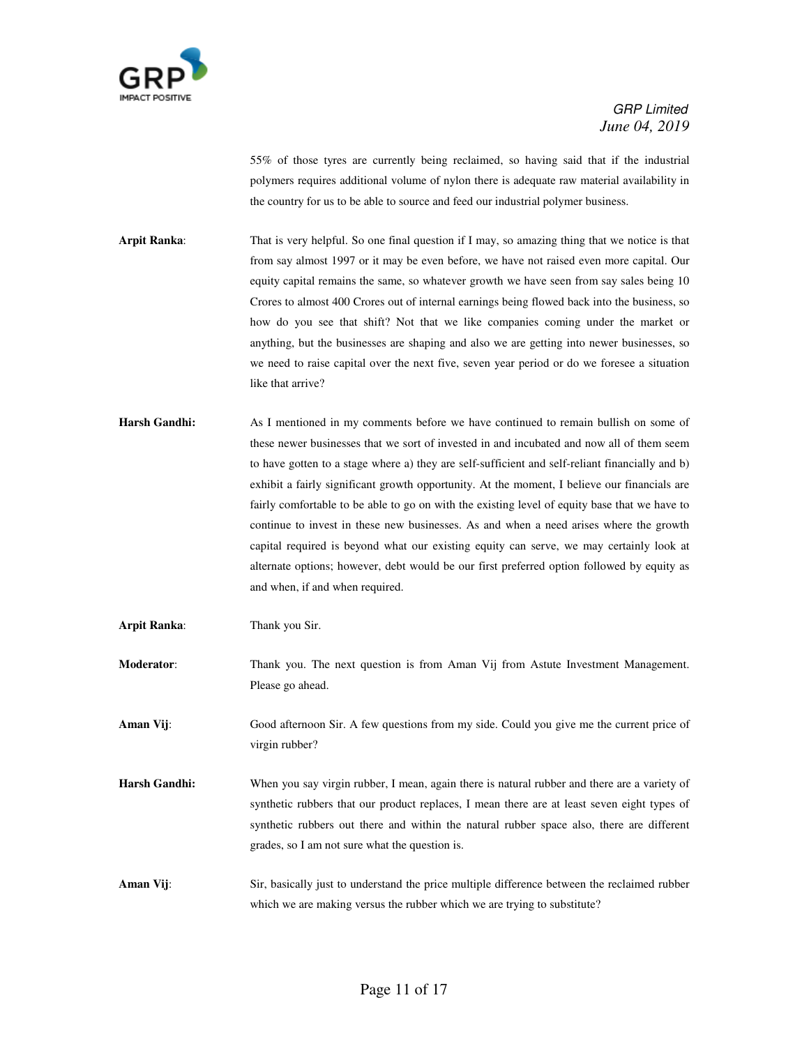55% of those tyres are currently being reclaimed, so having said that if the industrial polymers requires additional volume of nylon there is adequate raw material availability in the country for us to be able to source and feed our industrial polymer business.

**Arpit Ranka**: That is very helpful. So one final question if I may, so amazing thing that we notice is that from say almost 1997 or it may be even before, we have not raised even more capital. Our equity capital remains the same, so whatever growth we have seen from say sales being 10 Crores to almost 400 Crores out of internal earnings being flowed back into the business, so how do you see that shift? Not that we like companies coming under the market or anything, but the businesses are shaping and also we are getting into newer businesses, so we need to raise capital over the next five, seven year period or do we foresee a situation like that arrive?

**Harsh Gandhi:** As I mentioned in my comments before we have continued to remain bullish on some of these newer businesses that we sort of invested in and incubated and now all of them seem to have gotten to a stage where a) they are self-sufficient and self-reliant financially and b) exhibit a fairly significant growth opportunity. At the moment, I believe our financials are fairly comfortable to be able to go on with the existing level of equity base that we have to continue to invest in these new businesses. As and when a need arises where the growth capital required is beyond what our existing equity can serve, we may certainly look at alternate options; however, debt would be our first preferred option followed by equity as and when, if and when required.

**Arpit Ranka**: Thank you Sir.

**Moderator**: Thank you. The next question is from Aman Vij from Astute Investment Management. Please go ahead.

**Aman Vij**: Good afternoon Sir. A few questions from my side. Could you give me the current price of virgin rubber?

**Harsh Gandhi:** When you say virgin rubber, I mean, again there is natural rubber and there are a variety of synthetic rubbers that our product replaces, I mean there are at least seven eight types of synthetic rubbers out there and within the natural rubber space also, there are different grades, so I am not sure what the question is.

**Aman Vij**: Sir, basically just to understand the price multiple difference between the reclaimed rubber which we are making versus the rubber which we are trying to substitute?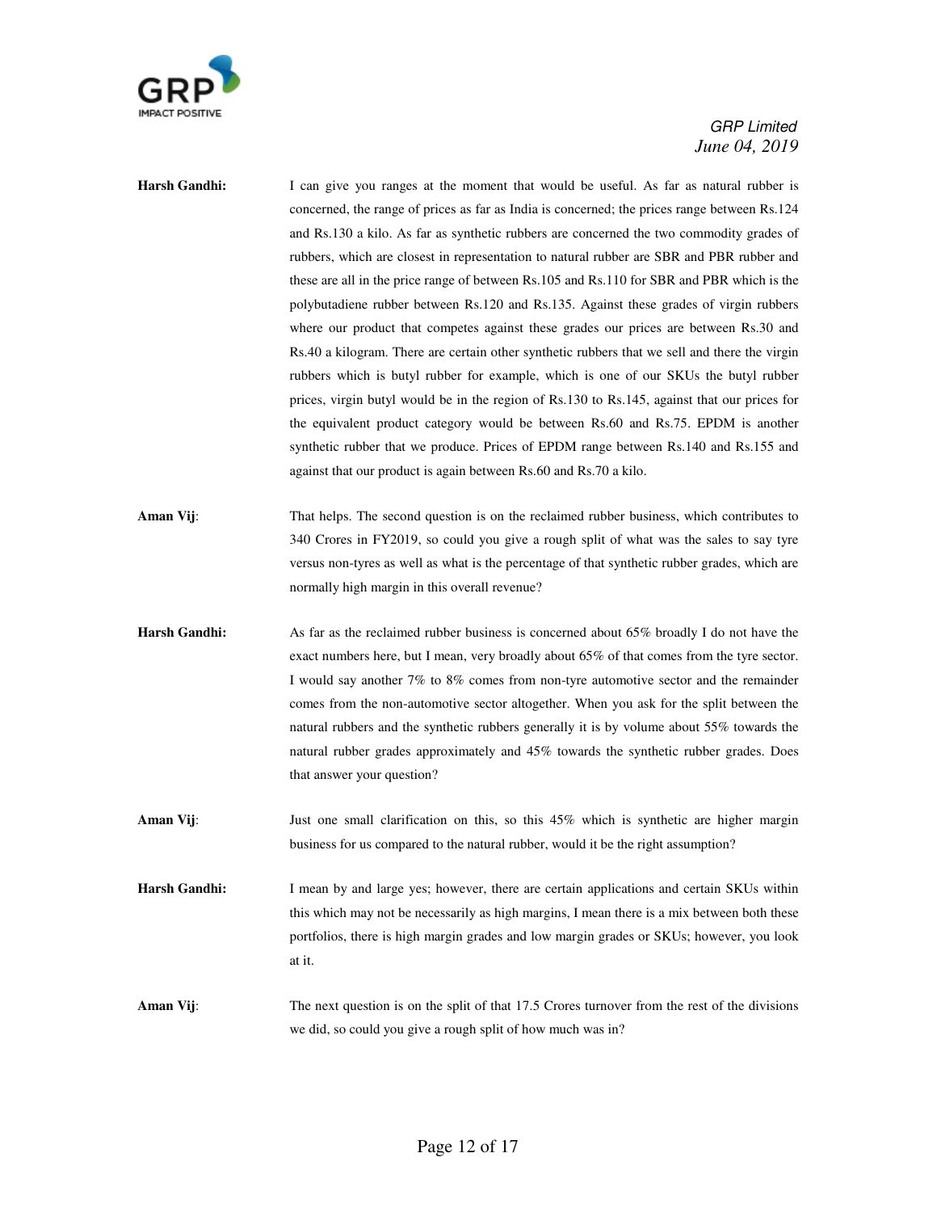**Harsh Gandhi:** I can give you ranges at the moment that would be useful. As far as natural rubber is concerned, the range of prices as far as India is concerned; the prices range between Rs.124 and Rs.130 a kilo. As far as synthetic rubbers are concerned the two commodity grades of rubbers, which are closest in representation to natural rubber are SBR and PBR rubber and these are all in the price range of between Rs.105 and Rs.110 for SBR and PBR which is the polybutadiene rubber between Rs.120 and Rs.135. Against these grades of virgin rubbers where our product that competes against these grades our prices are between Rs.30 and Rs.40 a kilogram. There are certain other synthetic rubbers that we sell and there the virgin rubbers which is butyl rubber for example, which is one of our SKUs the butyl rubber prices, virgin butyl would be in the region of Rs.130 to Rs.145, against that our prices for the equivalent product category would be between Rs.60 and Rs.75. EPDM is another synthetic rubber that we produce. Prices of EPDM range between Rs.140 and Rs.155 and against that our product is again between Rs.60 and Rs.70 a kilo.

**Aman Vij**: That helps. The second question is on the reclaimed rubber business, which contributes to 340 Crores in FY2019, so could you give a rough split of what was the sales to say tyre versus non-tyres as well as what is the percentage of that synthetic rubber grades, which are normally high margin in this overall revenue?

**Harsh Gandhi:** As far as the reclaimed rubber business is concerned about 65% broadly I do not have the exact numbers here, but I mean, very broadly about 65% of that comes from the tyre sector. I would say another 7% to 8% comes from non-tyre automotive sector and the remainder comes from the non-automotive sector altogether. When you ask for the split between the natural rubbers and the synthetic rubbers generally it is by volume about 55% towards the natural rubber grades approximately and 45% towards the synthetic rubber grades. Does that answer your question?

**Aman Vij**: Just one small clarification on this, so this 45% which is synthetic are higher margin business for us compared to the natural rubber, would it be the right assumption?

**Harsh Gandhi:** I mean by and large yes; however, there are certain applications and certain SKUs within this which may not be necessarily as high margins, I mean there is a mix between both these portfolios, there is high margin grades and low margin grades or SKUs; however, you look at it.

**Aman Vij**: The next question is on the split of that 17.5 Crores turnover from the rest of the divisions we did, so could you give a rough split of how much was in?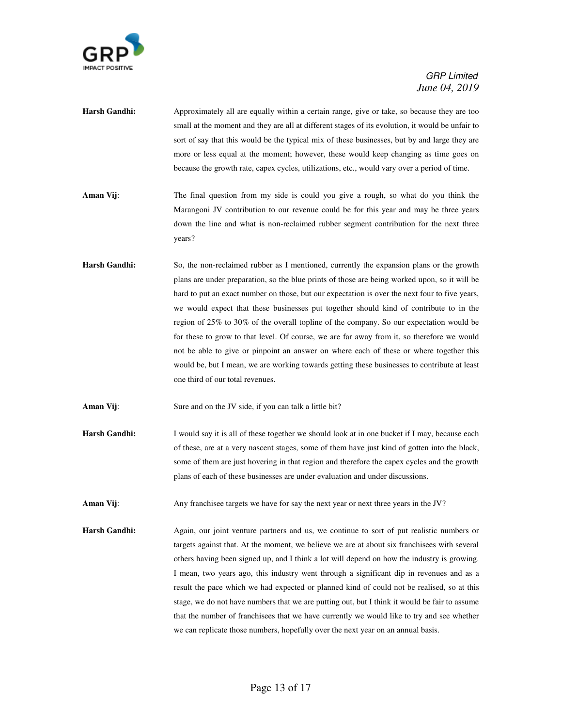**Harsh Gandhi:** Approximately all are equally within a certain range, give or take, so because they are too small at the moment and they are all at different stages of its evolution, it would be unfair to sort of say that this would be the typical mix of these businesses, but by and large they are more or less equal at the moment; however, these would keep changing as time goes on because the growth rate, capex cycles, utilizations, etc., would vary over a period of time.

**Aman Vij**: The final question from my side is could you give a rough, so what do you think the Marangoni JV contribution to our revenue could be for this year and may be three years down the line and what is non-reclaimed rubber segment contribution for the next three years?

**Harsh Gandhi:** So, the non-reclaimed rubber as I mentioned, currently the expansion plans or the growth plans are under preparation, so the blue prints of those are being worked upon, so it will be hard to put an exact number on those, but our expectation is over the next four to five years, we would expect that these businesses put together should kind of contribute to in the region of 25% to 30% of the overall topline of the company. So our expectation would be for these to grow to that level. Of course, we are far away from it, so therefore we would not be able to give or pinpoint an answer on where each of these or where together this would be, but I mean, we are working towards getting these businesses to contribute at least one third of our total revenues.

**Aman Vij**: Sure and on the JV side, if you can talk a little bit?

**Harsh Gandhi:** I would say it is all of these together we should look at in one bucket if I may, because each of these, are at a very nascent stages, some of them have just kind of gotten into the black, some of them are just hovering in that region and therefore the capex cycles and the growth plans of each of these businesses are under evaluation and under discussions.

**Aman Vij**: Any franchisee targets we have for say the next year or next three years in the JV?

**Harsh Gandhi:** Again, our joint venture partners and us, we continue to sort of put realistic numbers or targets against that. At the moment, we believe we are at about six franchisees with several others having been signed up, and I think a lot will depend on how the industry is growing. I mean, two years ago, this industry went through a significant dip in revenues and as a result the pace which we had expected or planned kind of could not be realised, so at this stage, we do not have numbers that we are putting out, but I think it would be fair to assume that the number of franchisees that we have currently we would like to try and see whether we can replicate those numbers, hopefully over the next year on an annual basis.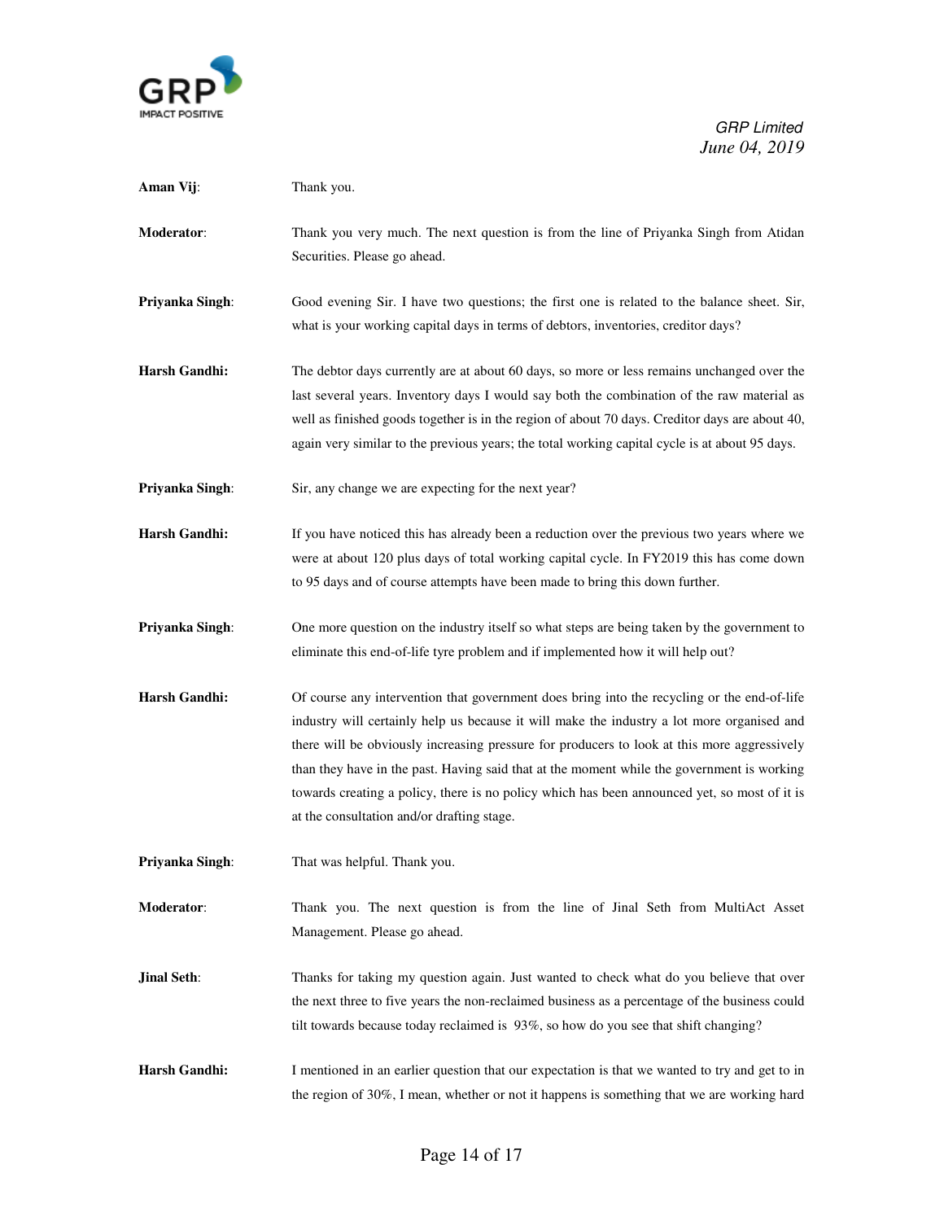**Aman Vij**: Thank you.

**Moderator**: Thank you very much. The next question is from the line of Priyanka Singh from Atidan Securities. Please go ahead.

**Priyanka Singh**: Good evening Sir. I have two questions; the first one is related to the balance sheet. Sir, what is your working capital days in terms of debtors, inventories, creditor days?

**Harsh Gandhi:** The debtor days currently are at about 60 days, so more or less remains unchanged over the last several years. Inventory days I would say both the combination of the raw material as well as finished goods together is in the region of about 70 days. Creditor days are about 40, again very similar to the previous years; the total working capital cycle is at about 95 days.

**Priyanka Singh**: Sir, any change we are expecting for the next year?

**Harsh Gandhi:** If you have noticed this has already been a reduction over the previous two years where we were at about 120 plus days of total working capital cycle. In FY2019 this has come down to 95 days and of course attempts have been made to bring this down further.

**Priyanka Singh**: One more question on the industry itself so what steps are being taken by the government to eliminate this end-of-life tyre problem and if implemented how it will help out?

**Harsh Gandhi:** Of course any intervention that government does bring into the recycling or the end-of-life industry will certainly help us because it will make the industry a lot more organised and there will be obviously increasing pressure for producers to look at this more aggressively than they have in the past. Having said that at the moment while the government is working towards creating a policy, there is no policy which has been announced yet, so most of it is at the consultation and/or drafting stage.

**Priyanka Singh**: That was helpful. Thank you.

**Moderator**: Thank you. The next question is from the line of Jinal Seth from MultiAct Asset Management. Please go ahead.

**Jinal Seth**: Thanks for taking my question again. Just wanted to check what do you believe that over the next three to five years the non-reclaimed business as a percentage of the business could tilt towards because today reclaimed is 93%, so how do you see that shift changing?

**Harsh Gandhi:** I mentioned in an earlier question that our expectation is that we wanted to try and get to in the region of 30%, I mean, whether or not it happens is something that we are working hard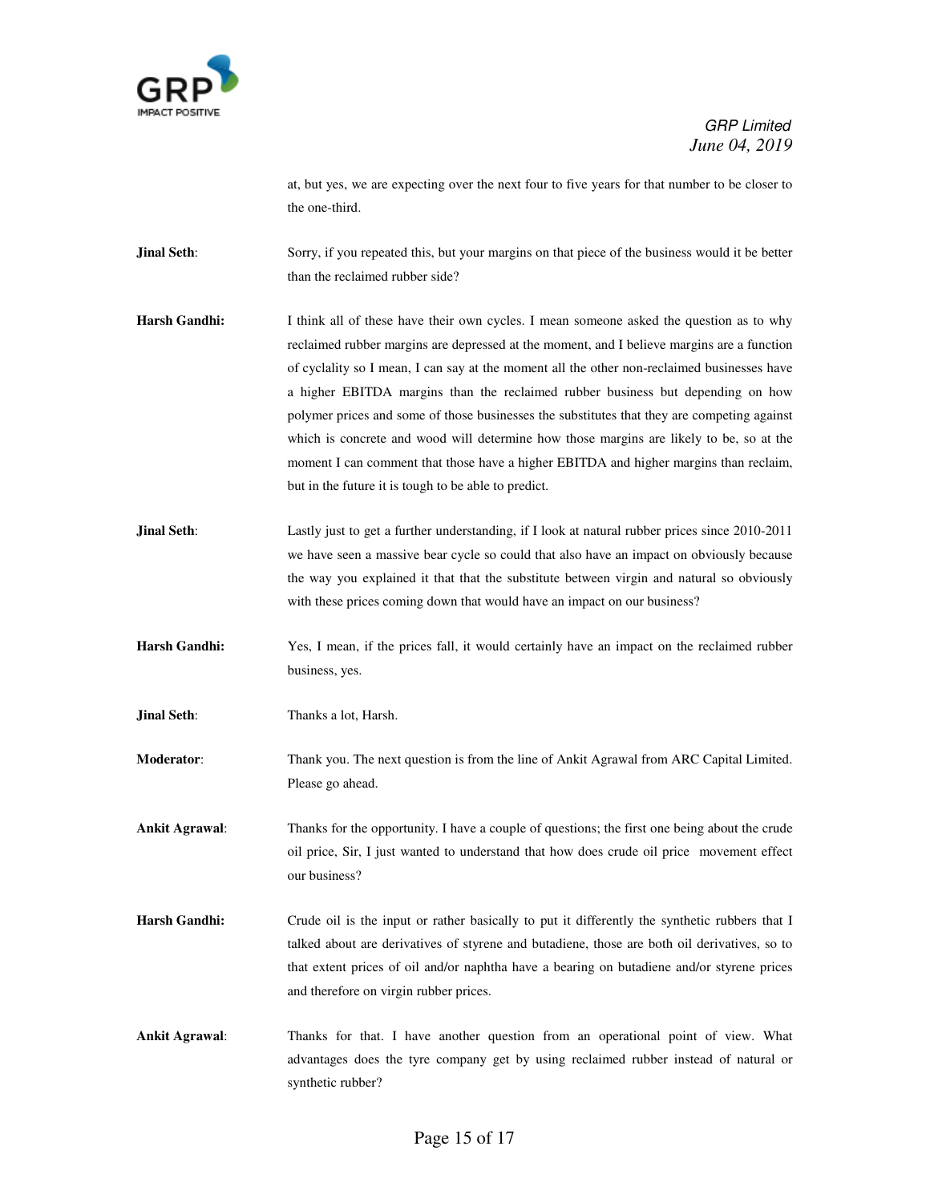at, but yes, we are expecting over the next four to five years for that number to be closer to the one-third.

**Jinal Seth**: Sorry, if you repeated this, but your margins on that piece of the business would it be better than the reclaimed rubber side?

**Harsh Gandhi:** I think all of these have their own cycles. I mean someone asked the question as to why reclaimed rubber margins are depressed at the moment, and I believe margins are a function of cyclality so I mean, I can say at the moment all the other non-reclaimed businesses have a higher EBITDA margins than the reclaimed rubber business but depending on how polymer prices and some of those businesses the substitutes that they are competing against which is concrete and wood will determine how those margins are likely to be, so at the moment I can comment that those have a higher EBITDA and higher margins than reclaim, but in the future it is tough to be able to predict.

**Jinal Seth**: Lastly just to get a further understanding, if I look at natural rubber prices since 2010-2011 we have seen a massive bear cycle so could that also have an impact on obviously because the way you explained it that that the substitute between virgin and natural so obviously with these prices coming down that would have an impact on our business?

**Harsh Gandhi:** Yes, I mean, if the prices fall, it would certainly have an impact on the reclaimed rubber business, yes.

**Jinal Seth**: Thanks a lot, Harsh.

**Moderator**: Thank you. The next question is from the line of Ankit Agrawal from ARC Capital Limited. Please go ahead.

**Ankit Agrawal**: Thanks for the opportunity. I have a couple of questions; the first one being about the crude oil price, Sir, I just wanted to understand that how does crude oil price movement effect our business?

**Harsh Gandhi:** Crude oil is the input or rather basically to put it differently the synthetic rubbers that I talked about are derivatives of styrene and butadiene, those are both oil derivatives, so to that extent prices of oil and/or naphtha have a bearing on butadiene and/or styrene prices and therefore on virgin rubber prices.

**Ankit Agrawal**: Thanks for that. I have another question from an operational point of view. What advantages does the tyre company get by using reclaimed rubber instead of natural or synthetic rubber?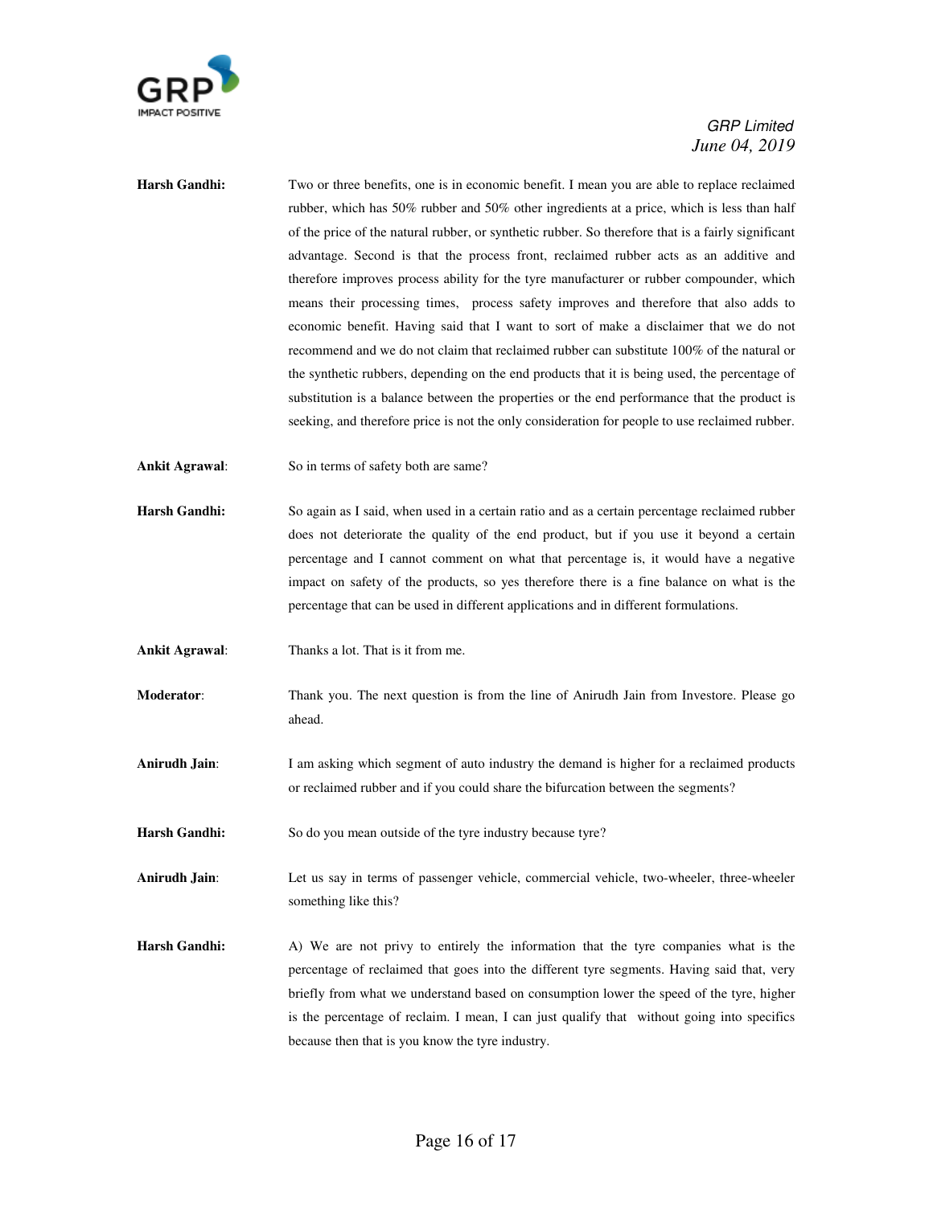**Harsh Gandhi:** Two or three benefits, one is in economic benefit. I mean you are able to replace reclaimed rubber, which has 50% rubber and 50% other ingredients at a price, which is less than half of the price of the natural rubber, or synthetic rubber. So therefore that is a fairly significant advantage. Second is that the process front, reclaimed rubber acts as an additive and therefore improves process ability for the tyre manufacturer or rubber compounder, which means their processing times, process safety improves and therefore that also adds to economic benefit. Having said that I want to sort of make a disclaimer that we do not recommend and we do not claim that reclaimed rubber can substitute 100% of the natural or the synthetic rubbers, depending on the end products that it is being used, the percentage of substitution is a balance between the properties or the end performance that the product is seeking, and therefore price is not the only consideration for people to use reclaimed rubber.

**Ankit Agrawal:** So in terms of safety both are same?

**Harsh Gandhi:** So again as I said, when used in a certain ratio and as a certain percentage reclaimed rubber does not deteriorate the quality of the end product, but if you use it beyond a certain percentage and I cannot comment on what that percentage is, it would have a negative impact on safety of the products, so yes therefore there is a fine balance on what is the percentage that can be used in different applications and in different formulations.

**Ankit Agrawal:** Thanks a lot. That is it from me.

**Moderator:** Thank you. The next question is from the line of Anirudh Jain from Investore. Please go ahead.

**Anirudh Jain:** I am asking which segment of auto industry the demand is higher for a reclaimed products or reclaimed rubber and if you could share the bifurcation between the segments?

**Harsh Gandhi:** So do you mean outside of the tyre industry because tyre?

**Anirudh Jain:** Let us say in terms of passenger vehicle, commercial vehicle, two-wheeler, three-wheeler something like this?

**Harsh Gandhi:** A) We are not privy to entirely the information that the tyre companies what is the percentage of reclaimed that goes into the different tyre segments. Having said that, very briefly from what we understand based on consumption lower the speed of the tyre, higher is the percentage of reclaim. I mean, I can just qualify that without going into specifics because then that is you know the tyre industry.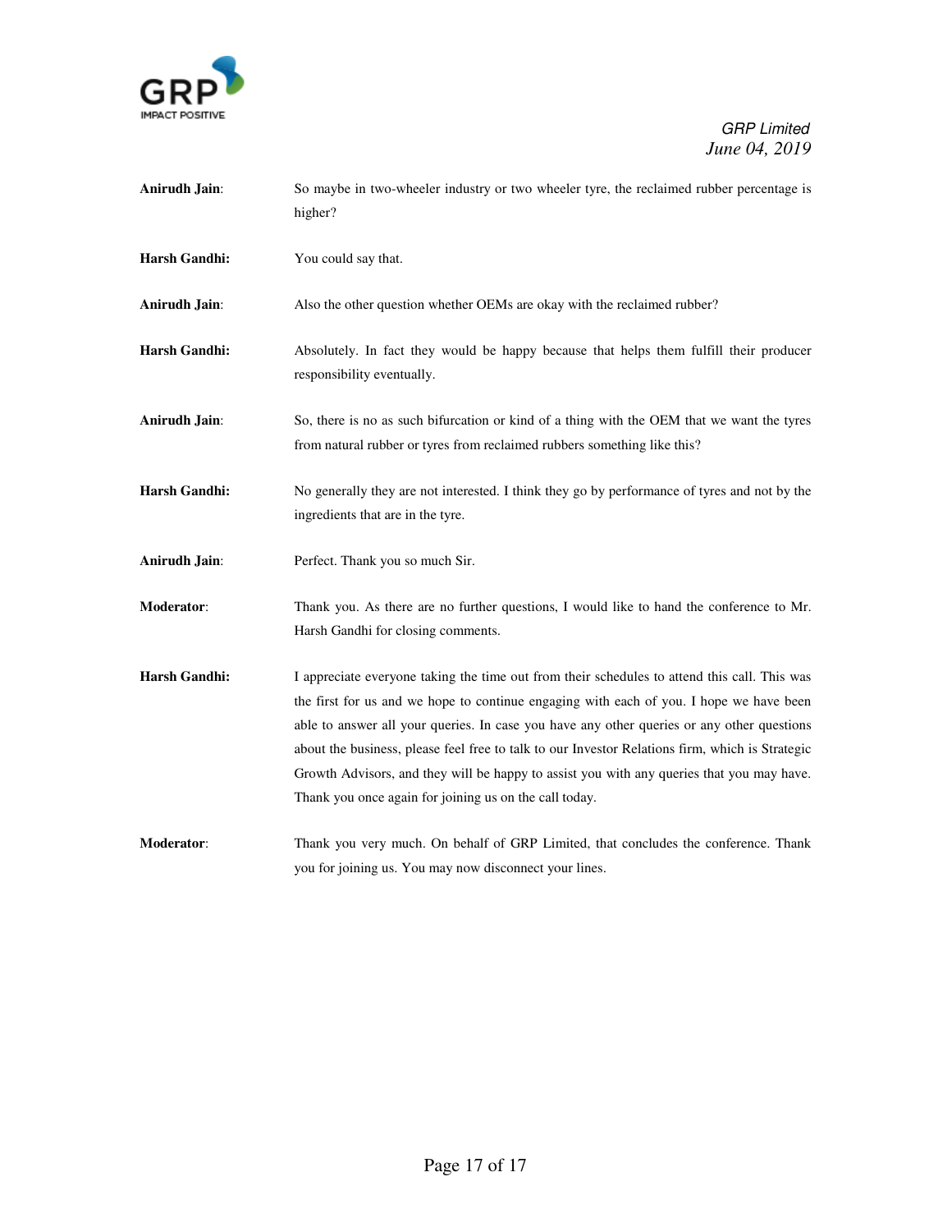**Anirudh Jain**: So maybe in two-wheeler industry or two wheeler tyre, the reclaimed rubber percentage is higher?

**Harsh Gandhi:** You could say that.

**Anirudh Jain**: Also the other question whether OEMs are okay with the reclaimed rubber?

**Harsh Gandhi:** Absolutely. In fact they would be happy because that helps them fulfill their producer responsibility eventually.

**Anirudh Jain**: So, there is no as such bifurcation or kind of a thing with the OEM that we want the tyres from natural rubber or tyres from reclaimed rubbers something like this?

**Harsh Gandhi:** No generally they are not interested. I think they go by performance of tyres and not by the ingredients that are in the tyre.

**Anirudh Jain**: Perfect. Thank you so much Sir.

**Moderator**: Thank you. As there are no further questions, I would like to hand the conference to Mr. Harsh Gandhi for closing comments.

**Harsh Gandhi:** I appreciate everyone taking the time out from their schedules to attend this call. This was the first for us and we hope to continue engaging with each of you. I hope we have been able to answer all your queries. In case you have any other queries or any other questions about the business, please feel free to talk to our Investor Relations firm, which is Strategic Growth Advisors, and they will be happy to assist you with any queries that you may have. Thank you once again for joining us on the call today.

**Moderator**: Thank you very much. On behalf of GRP Limited, that concludes the conference. Thank you for joining us. You may now disconnect your lines.